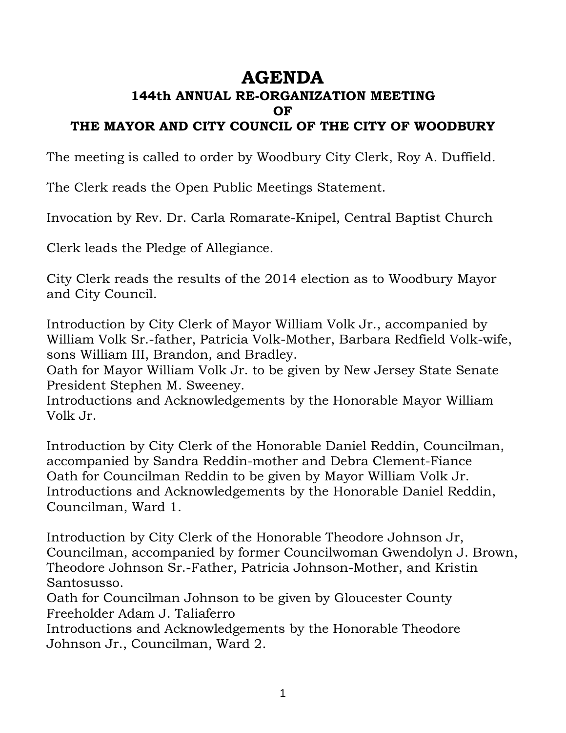# AGENDA

### 144th ANNUAL RE-ORGANIZATION MEETING
### OF
### THE MAYOR AND CITY COUNCIL OF THE CITY OF WOODBURY

The meeting is called to order by Woodbury City Clerk, Roy A. Duffield.

The Clerk reads the Open Public Meetings Statement.

Invocation by Rev. Dr. Carla Romarate-Knipel, Central Baptist Church

Clerk leads the Pledge of Allegiance.

City Clerk reads the results of the 2014 election as to Woodbury Mayor and City Council.

Introduction by City Clerk of Mayor William Volk Jr., accompanied by William Volk Sr.-father, Patricia Volk-Mother, Barbara Redfield Volk-wife, sons William III, Brandon, and Bradley.
Oath for Mayor William Volk Jr. to be given by New Jersey State Senate President Stephen M. Sweeney.
Introductions and Acknowledgements by the Honorable Mayor William Volk Jr.

Introduction by City Clerk of the Honorable Daniel Reddin, Councilman, accompanied by Sandra Reddin-mother and Debra Clement-Fiance
Oath for Councilman Reddin to be given by Mayor William Volk Jr.
Introductions and Acknowledgements by the Honorable Daniel Reddin, Councilman, Ward 1.

Introduction by City Clerk of the Honorable Theodore Johnson Jr, Councilman, accompanied by former Councilwoman Gwendolyn J. Brown, Theodore Johnson Sr.-Father, Patricia Johnson-Mother, and Kristin Santosusso.
Oath for Councilman Johnson to be given by Gloucester County Freeholder Adam J. Taliaferro
Introductions and Acknowledgements by the Honorable Theodore Johnson Jr., Councilman, Ward 2.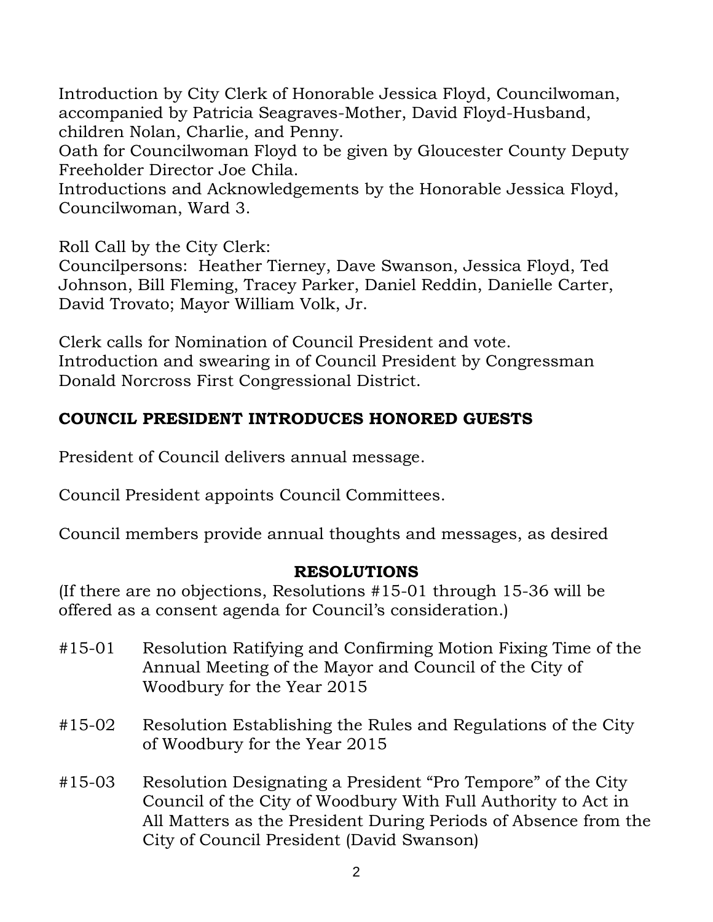Introduction by City Clerk of Honorable Jessica Floyd, Councilwoman, accompanied by Patricia Seagraves-Mother, David Floyd-Husband, children Nolan, Charlie, and Penny.
Oath for Councilwoman Floyd to be given by Gloucester County Deputy Freeholder Director Joe Chila.
Introductions and Acknowledgements by the Honorable Jessica Floyd, Councilwoman, Ward 3.

Roll Call by the City Clerk:
Councilpersons: Heather Tierney, Dave Swanson, Jessica Floyd, Ted Johnson, Bill Fleming, Tracey Parker, Daniel Reddin, Danielle Carter, David Trovato; Mayor William Volk, Jr.

Clerk calls for Nomination of Council President and vote.
Introduction and swearing in of Council President by Congressman Donald Norcross First Congressional District.

**COUNCIL PRESIDENT INTRODUCES HONORED GUESTS**

President of Council delivers annual message.

Council President appoints Council Committees.

Council members provide annual thoughts and messages, as desired

## RESOLUTIONS

(If there are no objections, Resolutions #15-01 through 15-36 will be offered as a consent agenda for Council's consideration.)

- #15-01 Resolution Ratifying and Confirming Motion Fixing Time of the Annual Meeting of the Mayor and Council of the City of Woodbury for the Year 2015

- #15-02 Resolution Establishing the Rules and Regulations of the City of Woodbury for the Year 2015

- #15-03 Resolution Designating a President "Pro Tempore" of the City Council of the City of Woodbury With Full Authority to Act in All Matters as the President During Periods of Absence from the City of Council President (David Swanson)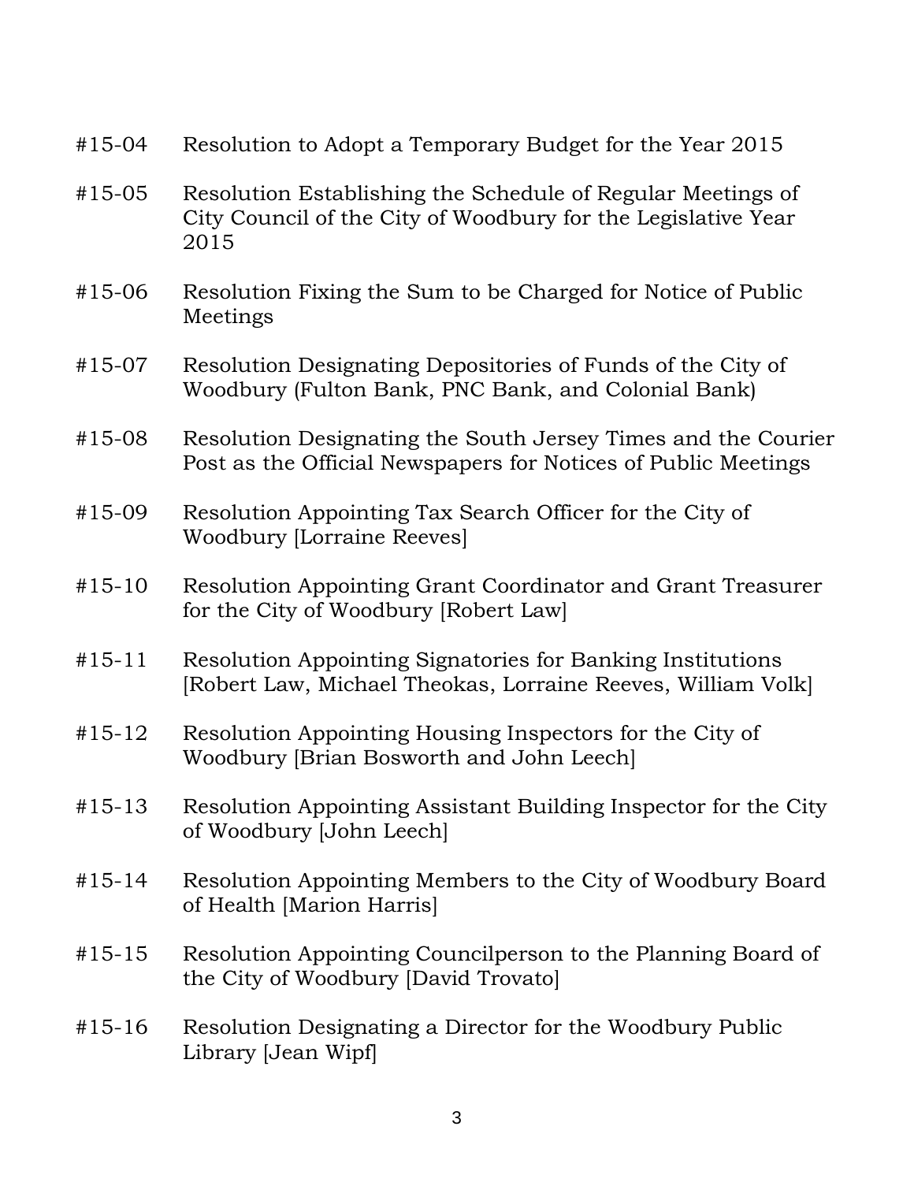#15-04 Resolution to Adopt a Temporary Budget for the Year 2015

#15-05 Resolution Establishing the Schedule of Regular Meetings of City Council of the City of Woodbury for the Legislative Year 2015

#15-06 Resolution Fixing the Sum to be Charged for Notice of Public Meetings

#15-07 Resolution Designating Depositories of Funds of the City of Woodbury (Fulton Bank, PNC Bank, and Colonial Bank)

#15-08 Resolution Designating the South Jersey Times and the Courier Post as the Official Newspapers for Notices of Public Meetings

#15-09 Resolution Appointing Tax Search Officer for the City of Woodbury [Lorraine Reeves]

#15-10 Resolution Appointing Grant Coordinator and Grant Treasurer for the City of Woodbury [Robert Law]

#15-11 Resolution Appointing Signatories for Banking Institutions [Robert Law, Michael Theokas, Lorraine Reeves, William Volk]

#15-12 Resolution Appointing Housing Inspectors for the City of Woodbury [Brian Bosworth and John Leech]

#15-13 Resolution Appointing Assistant Building Inspector for the City of Woodbury [John Leech]

#15-14 Resolution Appointing Members to the City of Woodbury Board of Health [Marion Harris]

#15-15 Resolution Appointing Councilperson to the Planning Board of the City of Woodbury [David Trovato]

#15-16 Resolution Designating a Director for the Woodbury Public Library [Jean Wipf]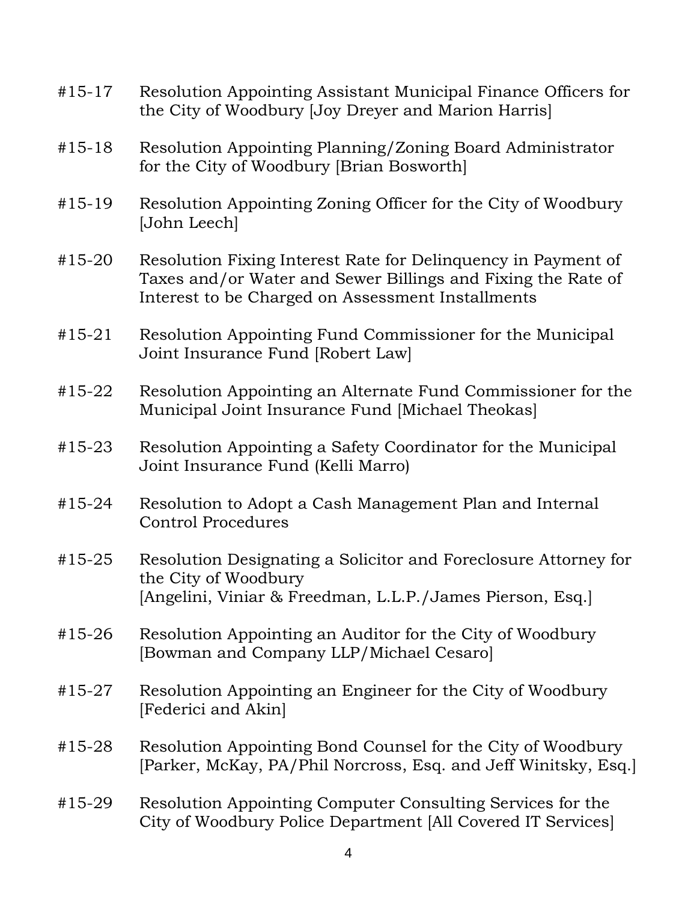#15-17 Resolution Appointing Assistant Municipal Finance Officers for the City of Woodbury [Joy Dreyer and Marion Harris]

#15-18 Resolution Appointing Planning/Zoning Board Administrator for the City of Woodbury [Brian Bosworth]

#15-19 Resolution Appointing Zoning Officer for the City of Woodbury [John Leech]

#15-20 Resolution Fixing Interest Rate for Delinquency in Payment of Taxes and/or Water and Sewer Billings and Fixing the Rate of Interest to be Charged on Assessment Installments

#15-21 Resolution Appointing Fund Commissioner for the Municipal Joint Insurance Fund [Robert Law]

#15-22 Resolution Appointing an Alternate Fund Commissioner for the Municipal Joint Insurance Fund [Michael Theokas]

#15-23 Resolution Appointing a Safety Coordinator for the Municipal Joint Insurance Fund (Kelli Marro)

#15-24 Resolution to Adopt a Cash Management Plan and Internal Control Procedures

#15-25 Resolution Designating a Solicitor and Foreclosure Attorney for the City of Woodbury
[Angelini, Viniar & Freedman, L.L.P./James Pierson, Esq.]

#15-26 Resolution Appointing an Auditor for the City of Woodbury [Bowman and Company LLP/Michael Cesaro]

#15-27 Resolution Appointing an Engineer for the City of Woodbury [Federici and Akin]

#15-28 Resolution Appointing Bond Counsel for the City of Woodbury [Parker, McKay, PA/Phil Norcross, Esq. and Jeff Winitsky, Esq.]

#15-29 Resolution Appointing Computer Consulting Services for the City of Woodbury Police Department [All Covered IT Services]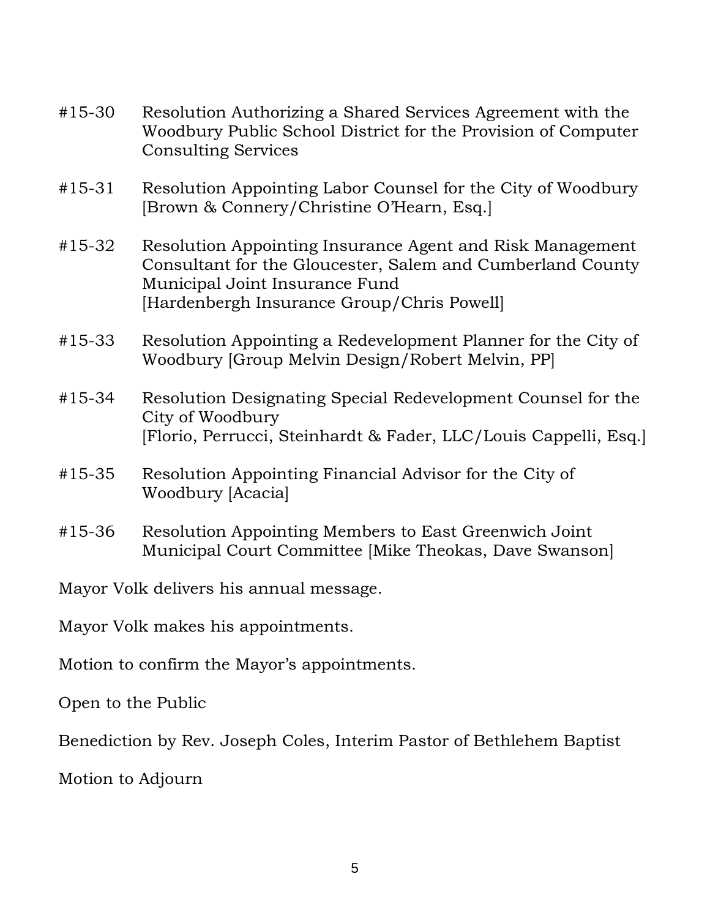#15-30 Resolution Authorizing a Shared Services Agreement with the Woodbury Public School District for the Provision of Computer Consulting Services

#15-31 Resolution Appointing Labor Counsel for the City of Woodbury [Brown & Connery/Christine O'Hearn, Esq.]

#15-32 Resolution Appointing Insurance Agent and Risk Management Consultant for the Gloucester, Salem and Cumberland County Municipal Joint Insurance Fund
[Hardenbergh Insurance Group/Chris Powell]

#15-33 Resolution Appointing a Redevelopment Planner for the City of Woodbury [Group Melvin Design/Robert Melvin, PP]

#15-34 Resolution Designating Special Redevelopment Counsel for the City of Woodbury
[Florio, Perrucci, Steinhardt & Fader, LLC/Louis Cappelli, Esq.]

#15-35 Resolution Appointing Financial Advisor for the City of Woodbury [Acacia]

#15-36 Resolution Appointing Members to East Greenwich Joint Municipal Court Committee [Mike Theokas, Dave Swanson]

Mayor Volk delivers his annual message.

Mayor Volk makes his appointments.

Motion to confirm the Mayor's appointments.

Open to the Public

Benediction by Rev. Joseph Coles, Interim Pastor of Bethlehem Baptist

Motion to Adjourn